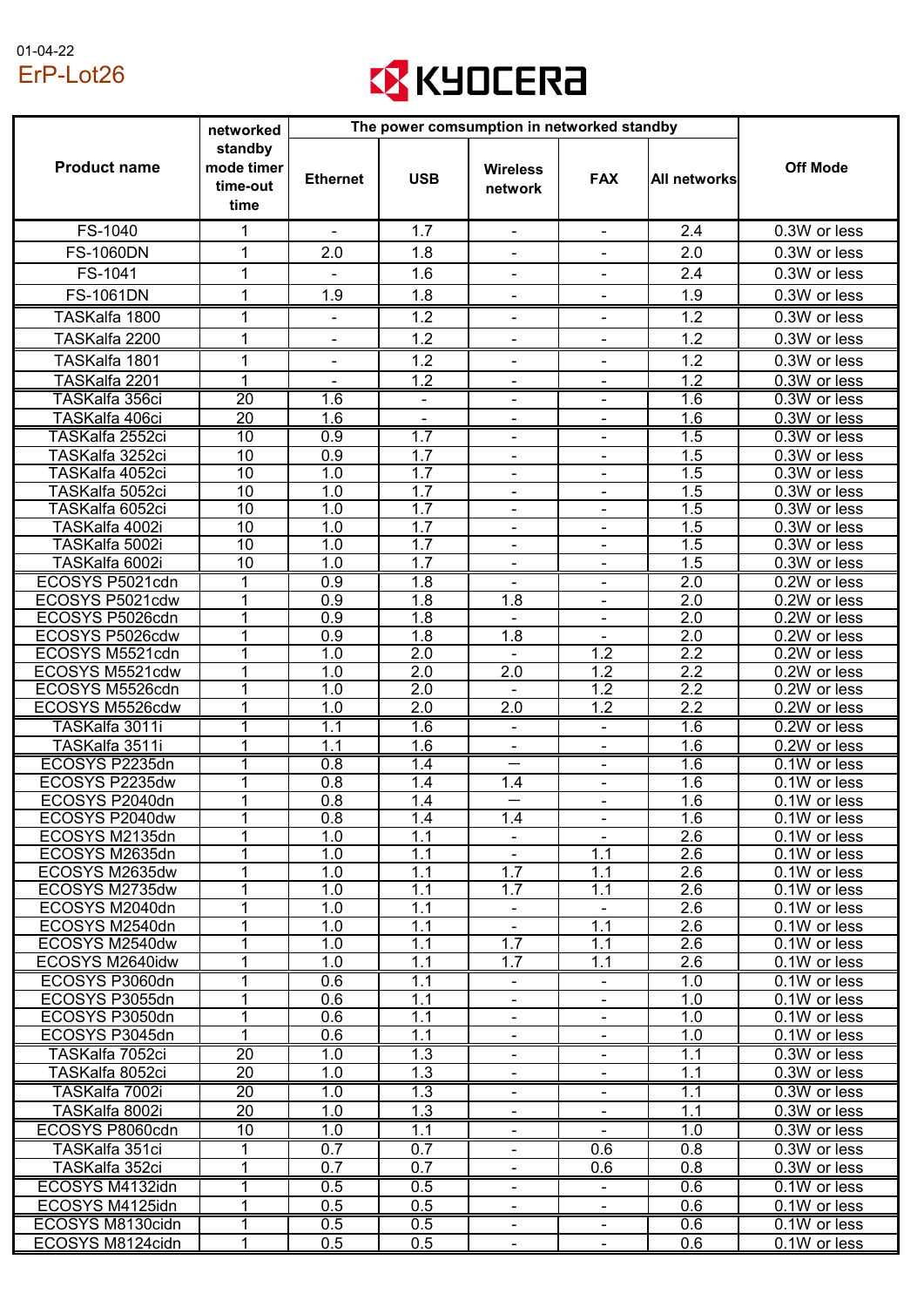01-04-22

# ErP-Lot26

KYOCERA

| Product name | networked standby mode timer time-out time | The power comsumption in networked standby | | | | | Off Mode |
|---|---|---|---|---|---|---|---|
| | | Ethernet | USB | Wireless network | FAX | All networks | |
| FS-1040 | 1 | - | 1.7 | - | - | 2.4 | 0.3W or less |
| FS-1060DN | 1 | 2.0 | 1.8 | - | - | 2.0 | 0.3W or less |
| FS-1041 | 1 | - | 1.6 | - | - | 2.4 | 0.3W or less |
| FS-1061DN | 1 | 1.9 | 1.8 | - | - | 1.9 | 0.3W or less |
| TASKalfa 1800 | 1 | - | 1.2 | - | - | 1.2 | 0.3W or less |
| TASKalfa 2200 | 1 | - | 1.2 | - | - | 1.2 | 0.3W or less |
| TASKalfa 1801 | 1 | - | 1.2 | - | - | 1.2 | 0.3W or less |
| TASKalfa 2201 | 1 | - | 1.2 | - | - | 1.2 | 0.3W or less |
| TASKalfa 356ci | 20 | 1.6 | - | - | - | 1.6 | 0.3W or less |
| TASKalfa 406ci | 20 | 1.6 | - | - | - | 1.6 | 0.3W or less |
| TASKalfa 2552ci | 10 | 0.9 | 1.7 | - | - | 1.5 | 0.3W or less |
| TASKalfa 3252ci | 10 | 0.9 | 1.7 | - | - | 1.5 | 0.3W or less |
| TASKalfa 4052ci | 10 | 1.0 | 1.7 | - | - | 1.5 | 0.3W or less |
| TASKalfa 5052ci | 10 | 1.0 | 1.7 | - | - | 1.5 | 0.3W or less |
| TASKalfa 6052ci | 10 | 1.0 | 1.7 | - | - | 1.5 | 0.3W or less |
| TASKalfa 4002i | 10 | 1.0 | 1.7 | - | - | 1.5 | 0.3W or less |
| TASKalfa 5002i | 10 | 1.0 | 1.7 | - | - | 1.5 | 0.3W or less |
| TASKalfa 6002i | 10 | 1.0 | 1.7 | - | - | 1.5 | 0.3W or less |
| ECOSYS P5021cdn | 1 | 0.9 | 1.8 | - | - | 2.0 | 0.2W or less |
| ECOSYS P5021cdw | 1 | 0.9 | 1.8 | 1.8 | - | 2.0 | 0.2W or less |
| ECOSYS P5026cdn | 1 | 0.9 | 1.8 | - | - | 2.0 | 0.2W or less |
| ECOSYS P5026cdw | 1 | 0.9 | 1.8 | 1.8 | - | 2.0 | 0.2W or less |
| ECOSYS M5521cdn | 1 | 1.0 | 2.0 | - | 1.2 | 2.2 | 0.2W or less |
| ECOSYS M5521cdw | 1 | 1.0 | 2.0 | 2.0 | 1.2 | 2.2 | 0.2W or less |
| ECOSYS M5526cdn | 1 | 1.0 | 2.0 | - | 1.2 | 2.2 | 0.2W or less |
| ECOSYS M5526cdw | 1 | 1.0 | 2.0 | 2.0 | 1.2 | 2.2 | 0.2W or less |
| TASKalfa 3011i | 1 | 1.1 | 1.6 | - | - | 1.6 | 0.2W or less |
| TASKalfa 3511i | 1 | 1.1 | 1.6 | - | - | 1.6 | 0.2W or less |
| ECOSYS P2235dn | 1 | 0.8 | 1.4 | — | - | 1.6 | 0.1W or less |
| ECOSYS P2235dw | 1 | 0.8 | 1.4 | 1.4 | - | 1.6 | 0.1W or less |
| ECOSYS P2040dn | 1 | 0.8 | 1.4 | — | - | 1.6 | 0.1W or less |
| ECOSYS P2040dw | 1 | 0.8 | 1.4 | 1.4 | - | 1.6 | 0.1W or less |
| ECOSYS M2135dn | 1 | 1.0 | 1.1 | - | - | 2.6 | 0.1W or less |
| ECOSYS M2635dn | 1 | 1.0 | 1.1 | - | 1.1 | 2.6 | 0.1W or less |
| ECOSYS M2635dw | 1 | 1.0 | 1.1 | 1.7 | 1.1 | 2.6 | 0.1W or less |
| ECOSYS M2735dw | 1 | 1.0 | 1.1 | 1.7 | 1.1 | 2.6 | 0.1W or less |
| ECOSYS M2040dn | 1 | 1.0 | 1.1 | - | - | 2.6 | 0.1W or less |
| ECOSYS M2540dn | 1 | 1.0 | 1.1 | - | 1.1 | 2.6 | 0.1W or less |
| ECOSYS M2540dw | 1 | 1.0 | 1.1 | 1.7 | 1.1 | 2.6 | 0.1W or less |
| ECOSYS M2640idw | 1 | 1.0 | 1.1 | 1.7 | 1.1 | 2.6 | 0.1W or less |
| ECOSYS P3060dn | 1 | 0.6 | 1.1 | - | - | 1.0 | 0.1W or less |
| ECOSYS P3055dn | 1 | 0.6 | 1.1 | - | - | 1.0 | 0.1W or less |
| ECOSYS P3050dn | 1 | 0.6 | 1.1 | - | - | 1.0 | 0.1W or less |
| ECOSYS P3045dn | 1 | 0.6 | 1.1 | - | - | 1.0 | 0.1W or less |
| TASKalfa 7052ci | 20 | 1.0 | 1.3 | - | - | 1.1 | 0.3W or less |
| TASKalfa 8052ci | 20 | 1.0 | 1.3 | - | - | 1.1 | 0.3W or less |
| TASKalfa 7002i | 20 | 1.0 | 1.3 | - | - | 1.1 | 0.3W or less |
| TASKalfa 8002i | 20 | 1.0 | 1.3 | - | - | 1.1 | 0.3W or less |
| ECOSYS P8060cdn | 10 | 1.0 | 1.1 | - | - | 1.0 | 0.3W or less |
| TASKalfa 351ci | 1 | 0.7 | 0.7 | - | 0.6 | 0.8 | 0.3W or less |
| TASKalfa 352ci | 1 | 0.7 | 0.7 | - | 0.6 | 0.8 | 0.3W or less |
| ECOSYS M4132idn | 1 | 0.5 | 0.5 | - | - | 0.6 | 0.1W or less |
| ECOSYS M4125idn | 1 | 0.5 | 0.5 | - | - | 0.6 | 0.1W or less |
| ECOSYS M8130cidn | 1 | 0.5 | 0.5 | - | - | 0.6 | 0.1W or less |
| ECOSYS M8124cidn | 1 | 0.5 | 0.5 | - | - | 0.6 | 0.1W or less |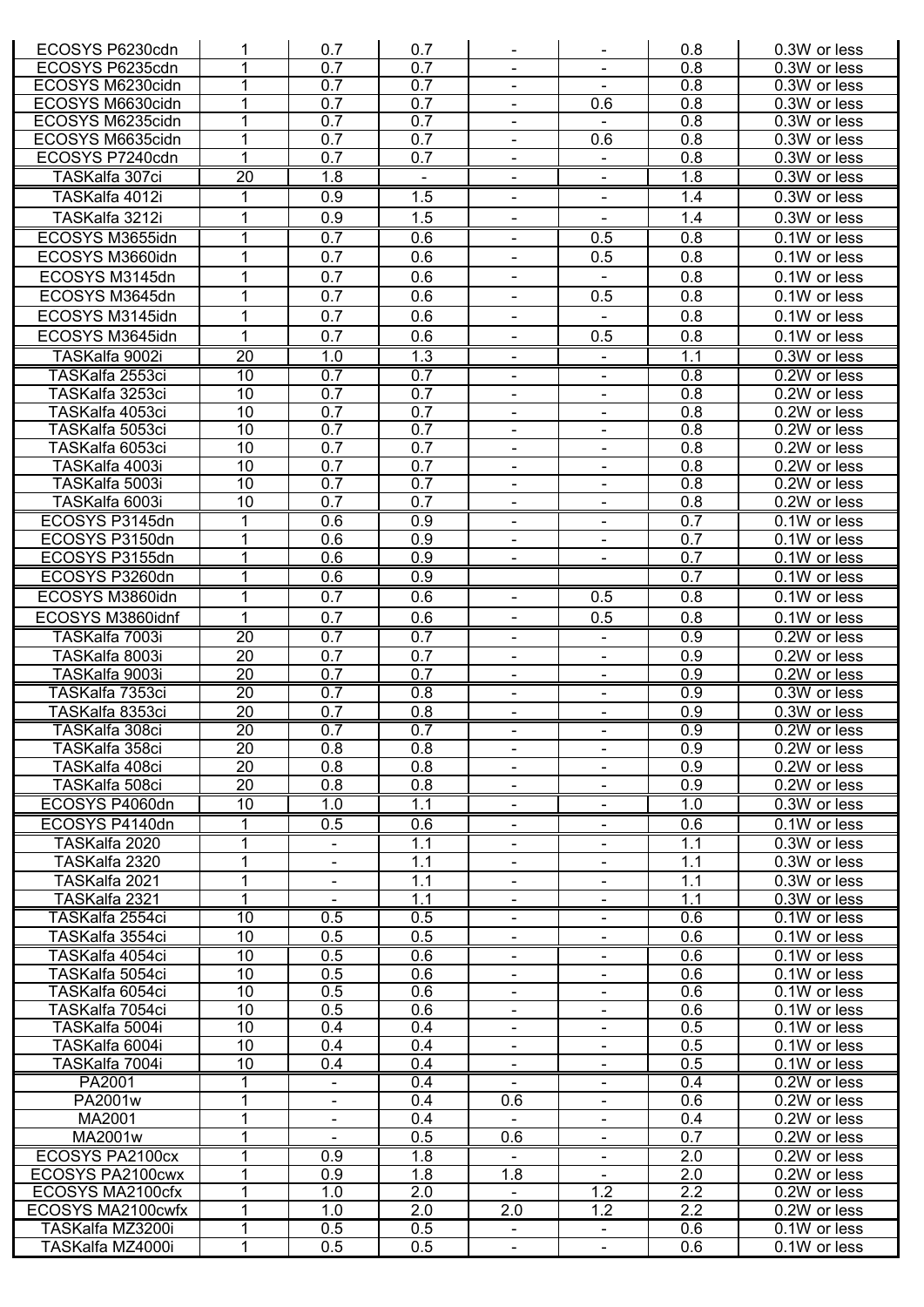| | | | | | | | |
|---|---|---|---|---|---|---|---|
| ECOSYS P6230cdn | 1 | 0.7 | 0.7 | - | - | 0.8 | 0.3W or less |
| ECOSYS P6235cdn | 1 | 0.7 | 0.7 | - | - | 0.8 | 0.3W or less |
| ECOSYS M6230cidn | 1 | 0.7 | 0.7 | - | - | 0.8 | 0.3W or less |
| ECOSYS M6630cidn | 1 | 0.7 | 0.7 | - | 0.6 | 0.8 | 0.3W or less |
| ECOSYS M6235cidn | 1 | 0.7 | 0.7 | - | - | 0.8 | 0.3W or less |
| ECOSYS M6635cidn | 1 | 0.7 | 0.7 | - | 0.6 | 0.8 | 0.3W or less |
| ECOSYS P7240cdn | 1 | 0.7 | 0.7 | - | - | 0.8 | 0.3W or less |
| TASKalfa 307ci | 20 | 1.8 | - | - | - | 1.8 | 0.3W or less |
| TASKalfa 4012i | 1 | 0.9 | 1.5 | - | - | 1.4 | 0.3W or less |
| TASKalfa 3212i | 1 | 0.9 | 1.5 | - | - | 1.4 | 0.3W or less |
| ECOSYS M3655idn | 1 | 0.7 | 0.6 | - | 0.5 | 0.8 | 0.1W or less |
| ECOSYS M3660idn | 1 | 0.7 | 0.6 | - | 0.5 | 0.8 | 0.1W or less |
| ECOSYS M3145dn | 1 | 0.7 | 0.6 | - | - | 0.8 | 0.1W or less |
| ECOSYS M3645dn | 1 | 0.7 | 0.6 | - | 0.5 | 0.8 | 0.1W or less |
| ECOSYS M3145idn | 1 | 0.7 | 0.6 | - | - | 0.8 | 0.1W or less |
| ECOSYS M3645idn | 1 | 0.7 | 0.6 | - | 0.5 | 0.8 | 0.1W or less |
| TASKalfa 9002i | 20 | 1.0 | 1.3 | - | - | 1.1 | 0.3W or less |
| TASKalfa 2553ci | 10 | 0.7 | 0.7 | - | - | 0.8 | 0.2W or less |
| TASKalfa 3253ci | 10 | 0.7 | 0.7 | - | - | 0.8 | 0.2W or less |
| TASKalfa 4053ci | 10 | 0.7 | 0.7 | - | - | 0.8 | 0.2W or less |
| TASKalfa 5053ci | 10 | 0.7 | 0.7 | - | - | 0.8 | 0.2W or less |
| TASKalfa 6053ci | 10 | 0.7 | 0.7 | - | - | 0.8 | 0.2W or less |
| TASKalfa 4003i | 10 | 0.7 | 0.7 | - | - | 0.8 | 0.2W or less |
| TASKalfa 5003i | 10 | 0.7 | 0.7 | - | - | 0.8 | 0.2W or less |
| TASKalfa 6003i | 10 | 0.7 | 0.7 | - | - | 0.8 | 0.2W or less |
| ECOSYS P3145dn | 1 | 0.6 | 0.9 | - | - | 0.7 | 0.1W or less |
| ECOSYS P3150dn | 1 | 0.6 | 0.9 | - | - | 0.7 | 0.1W or less |
| ECOSYS P3155dn | 1 | 0.6 | 0.9 | - | - | 0.7 | 0.1W or less |
| ECOSYS P3260dn | 1 | 0.6 | 0.9 | | | 0.7 | 0.1W or less |
| ECOSYS M3860idn | 1 | 0.7 | 0.6 | - | 0.5 | 0.8 | 0.1W or less |
| ECOSYS M3860idnf | 1 | 0.7 | 0.6 | - | 0.5 | 0.8 | 0.1W or less |
| TASKalfa 7003i | 20 | 0.7 | 0.7 | - | - | 0.9 | 0.2W or less |
| TASKalfa 8003i | 20 | 0.7 | 0.7 | - | - | 0.9 | 0.2W or less |
| TASKalfa 9003i | 20 | 0.7 | 0.7 | - | - | 0.9 | 0.2W or less |
| TASKalfa 7353ci | 20 | 0.7 | 0.8 | - | - | 0.9 | 0.3W or less |
| TASKalfa 8353ci | 20 | 0.7 | 0.8 | - | - | 0.9 | 0.3W or less |
| TASKalfa 308ci | 20 | 0.7 | 0.7 | - | - | 0.9 | 0.2W or less |
| TASKalfa 358ci | 20 | 0.8 | 0.8 | - | - | 0.9 | 0.2W or less |
| TASKalfa 408ci | 20 | 0.8 | 0.8 | - | - | 0.9 | 0.2W or less |
| TASKalfa 508ci | 20 | 0.8 | 0.8 | - | - | 0.9 | 0.2W or less |
| ECOSYS P4060dn | 10 | 1.0 | 1.1 | - | - | 1.0 | 0.3W or less |
| ECOSYS P4140dn | 1 | 0.5 | 0.6 | - | - | 0.6 | 0.1W or less |
| TASKalfa 2020 | 1 | - | 1.1 | - | - | 1.1 | 0.3W or less |
| TASKalfa 2320 | 1 | - | 1.1 | - | - | 1.1 | 0.3W or less |
| TASKalfa 2021 | 1 | - | 1.1 | - | - | 1.1 | 0.3W or less |
| TASKalfa 2321 | 1 | - | 1.1 | - | - | 1.1 | 0.3W or less |
| TASKalfa 2554ci | 10 | 0.5 | 0.5 | - | - | 0.6 | 0.1W or less |
| TASKalfa 3554ci | 10 | 0.5 | 0.5 | - | - | 0.6 | 0.1W or less |
| TASKalfa 4054ci | 10 | 0.5 | 0.6 | - | - | 0.6 | 0.1W or less |
| TASKalfa 5054ci | 10 | 0.5 | 0.6 | - | - | 0.6 | 0.1W or less |
| TASKalfa 6054ci | 10 | 0.5 | 0.6 | - | - | 0.6 | 0.1W or less |
| TASKalfa 7054ci | 10 | 0.5 | 0.6 | - | - | 0.6 | 0.1W or less |
| TASKalfa 5004i | 10 | 0.4 | 0.4 | - | - | 0.5 | 0.1W or less |
| TASKalfa 6004i | 10 | 0.4 | 0.4 | - | - | 0.5 | 0.1W or less |
| TASKalfa 7004i | 10 | 0.4 | 0.4 | - | - | 0.5 | 0.1W or less |
| PA2001 | 1 | - | 0.4 | - | - | 0.4 | 0.2W or less |
| PA2001w | 1 | - | 0.4 | 0.6 | - | 0.6 | 0.2W or less |
| MA2001 | 1 | - | 0.4 | - | - | 0.4 | 0.2W or less |
| MA2001w | 1 | - | 0.5 | 0.6 | - | 0.7 | 0.2W or less |
| ECOSYS PA2100cx | 1 | 0.9 | 1.8 | - | - | 2.0 | 0.2W or less |
| ECOSYS PA2100cwx | 1 | 0.9 | 1.8 | 1.8 | - | 2.0 | 0.2W or less |
| ECOSYS MA2100cfx | 1 | 1.0 | 2.0 | - | 1.2 | 2.2 | 0.2W or less |
| ECOSYS MA2100cwfx | 1 | 1.0 | 2.0 | 2.0 | 1.2 | 2.2 | 0.2W or less |
| TASKalfa MZ3200i | 1 | 0.5 | 0.5 | - | - | 0.6 | 0.1W or less |
| TASKalfa MZ4000i | 1 | 0.5 | 0.5 | - | - | 0.6 | 0.1W or less |